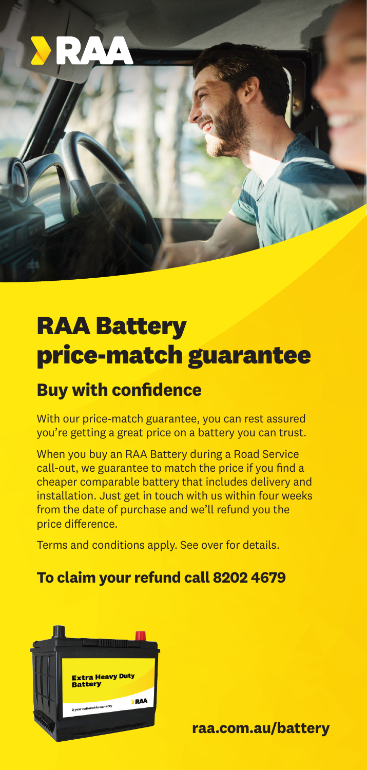# RAA Battery price-match guarantee

## Buy with confidence

With our price-match guarantee, you can rest assured you're getting a great price on a battery you can trust.

When you buy an RAA Battery during a Road Service call-out, we guarantee to match the price if you find a cheaper comparable battery that includes delivery and installation. Just get in touch with us within four weeks from the date of purchase and we'll refund you the price difference.

Terms and conditions apply. See over for details.

### To claim your refund call 8202 4679

**raa.com.au/battery**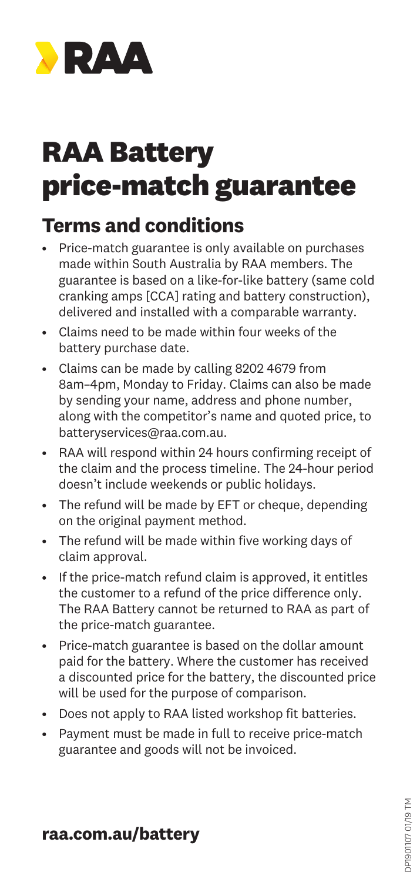RAA

# RAA Battery price-match guarantee

## Terms and conditions

- Price-match guarantee is only available on purchases made within South Australia by RAA members. The guarantee is based on a like-for-like battery (same cold cranking amps [CCA] rating and battery construction), delivered and installed with a comparable warranty.
- Claims need to be made within four weeks of the battery purchase date.
- Claims can be made by calling 8202 4679 from 8am–4pm, Monday to Friday. Claims can also be made by sending your name, address and phone number, along with the competitor's name and quoted price, to batteryservices@raa.com.au.
- RAA will respond within 24 hours confirming receipt of the claim and the process timeline. The 24-hour period doesn't include weekends or public holidays.
- The refund will be made by EFT or cheque, depending on the original payment method.
- The refund will be made within five working days of claim approval.
- If the price-match refund claim is approved, it entitles the customer to a refund of the price difference only. The RAA Battery cannot be returned to RAA as part of the price-match guarantee.
- Price-match guarantee is based on the dollar amount paid for the battery. Where the customer has received a discounted price for the battery, the discounted price will be used for the purpose of comparison.
- Does not apply to RAA listed workshop fit batteries.
- Payment must be made in full to receive price-match guarantee and goods will not be invoiced.

**raa.com.au/battery**

DP1901107 01/19 TM